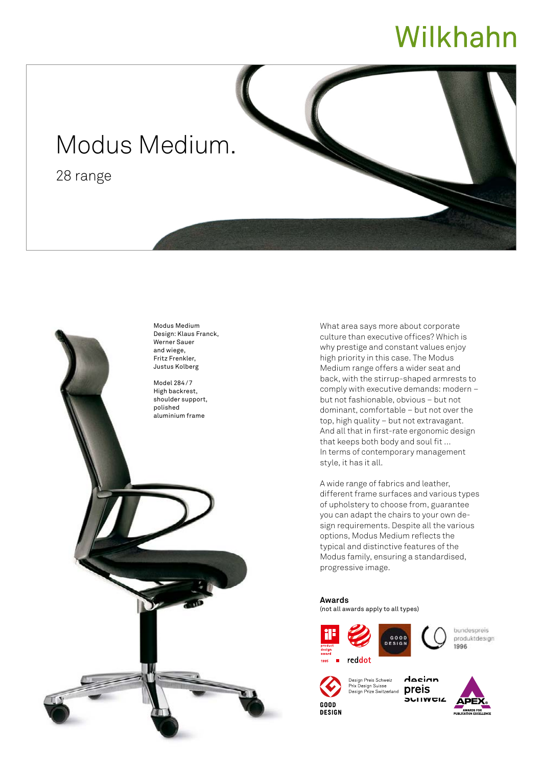Wilkhahn

# Modus Medium.

28 range

Modus Medium
Design: Klaus Franck, Werner Sauer and wiege, Fritz Frenkler, Justus Kolberg

Model 284/7
High backrest, shoulder support, polished aluminium frame

What area says more about corporate culture than executive offices? Which is why prestige and constant values enjoy high priority in this case. The Modus Medium range offers a wider seat and back, with the stirrup-shaped armrests to comply with executive demands: modern – but not fashionable, obvious – but not dominant, comfortable – but not over the top, high quality – but not extravagant. And all that in first-rate ergonomic design that keeps both body and soul fit ... In terms of contemporary management style, it has it all.

A wide range of fabrics and leather, different frame surfaces and various types of upholstery to choose from, guarantee you can adapt the chairs to your own design requirements. Despite all the various options, Modus Medium reflects the typical and distinctive features of the Modus family, ensuring a standardised, progressive image.

**Awards**
(not all awards apply to all types)

product design award 1995

reddot

GOOD DESIGN

bundespreis produktdesign 1996

GOOD DESIGN

Design Preis Schweiz
Prix Design Suisse
Design Prize Switzerland

design preis schweiz

APEX AWARDS FOR PUBLICATION EXCELLENCE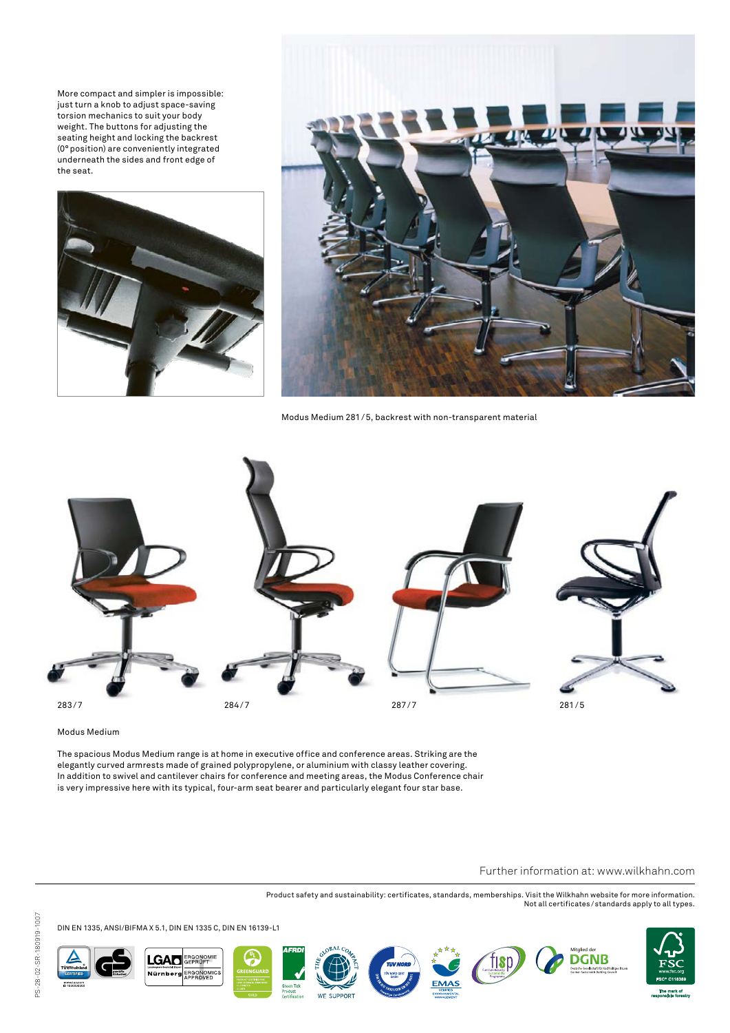More compact and simpler is impossible: just turn a knob to adjust space-saving torsion mechanics to suit your body weight. The buttons for adjusting the seating height and locking the backrest (0° position) are conveniently integrated underneath the sides and front edge of the seat.

Modus Medium 281/5, backrest with non-transparent material

283/7

284/7

287/7

281/5

Modus Medium

The spacious Modus Medium range is at home in executive office and conference areas. Striking are the elegantly curved armrests made of grained polypropylene, or aluminium with classy leather covering. In addition to swivel and cantilever chairs for conference and meeting areas, the Modus Conference chair is very impressive here with its typical, four-arm seat bearer and particularly elegant four star base.

Further information at: www.wilkhahn.com

Product safety and sustainability: certificates, standards, memberships. Visit the Wilkhahn website for more information. Not all certificates/standards apply to all types.

DIN EN 1335, ANSI/BIFMA X 5.1, DIN EN 1335 C, DIN EN 16139-L1

PS-28-02-SR-180919-1007